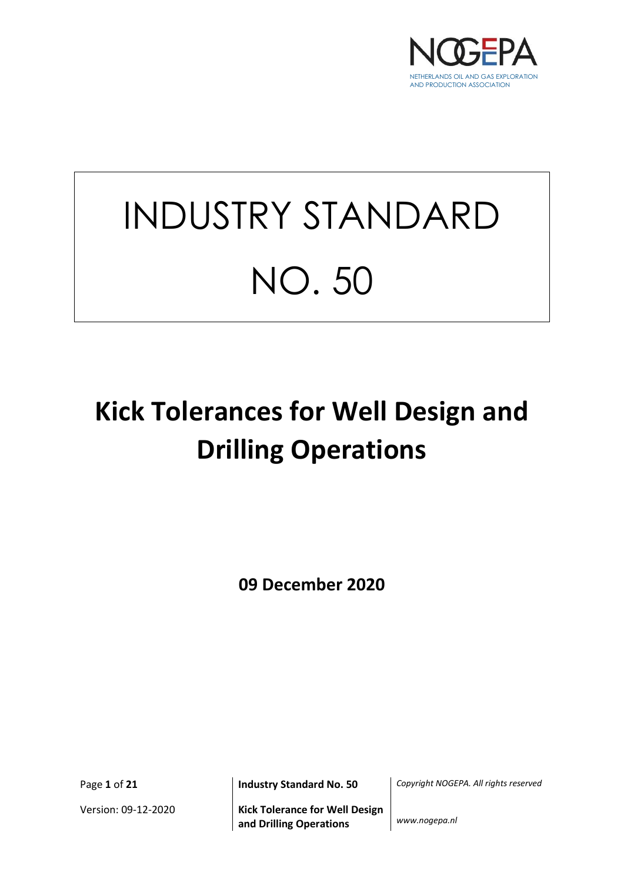# INDUSTRY STANDARD NO. 50

# Kick Tolerances for Well Design and Drilling Operations

**09 December 2020**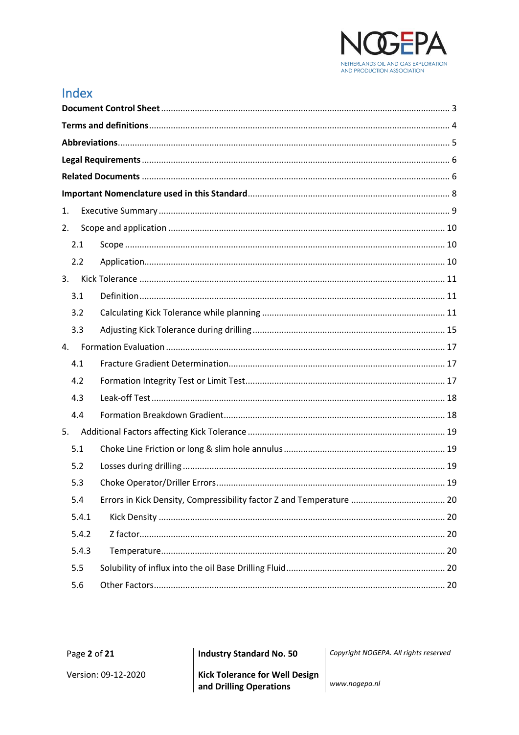# Index

**Document Control Sheet** ........................................................................................................ 3

**Terms and definitions** ............................................................................................................ 4

**Abbreviations** ........................................................................................................................ 5

**Legal Requirements** ............................................................................................................... 6

**Related Documents** ................................................................................................................ 6

**Important Nomenclature used in this Standard** ..................................................................... 8

1. Executive Summary ............................................................................................................ 9
2. Scope and application ....................................................................................................... 10
   - 2.1 Scope ........................................................................................................................ 10
   - 2.2 Application ................................................................................................................ 10
3. Kick Tolerance .................................................................................................................. 11
   - 3.1 Definition .................................................................................................................. 11
   - 3.2 Calculating Kick Tolerance while planning ................................................................ 11
   - 3.3 Adjusting Kick Tolerance during drilling ................................................................... 15
4. Formation Evaluation ........................................................................................................ 17
   - 4.1 Fracture Gradient Determination .............................................................................. 17
   - 4.2 Formation Integrity Test or Limit Test ...................................................................... 17
   - 4.3 Leak-off Test .............................................................................................................. 18
   - 4.4 Formation Breakdown Gradient ................................................................................ 18
5. Additional Factors affecting Kick Tolerance ...................................................................... 19
   - 5.1 Choke Line Friction or long & slim hole annulus ....................................................... 19
   - 5.2 Losses during drilling ................................................................................................ 19
   - 5.3 Choke Operator/Driller Errors ................................................................................... 19
   - 5.4 Errors in Kick Density, Compressibility factor Z and Temperature ............................ 20
     - 5.4.1 Kick Density ....................................................................................................... 20
     - 5.4.2 Z factor .............................................................................................................. 20
     - 5.4.3 Temperature ...................................................................................................... 20
   - 5.5 Solubility of influx into the oil Base Drilling Fluid ..................................................... 20
   - 5.6 Other Factors ............................................................................................................ 20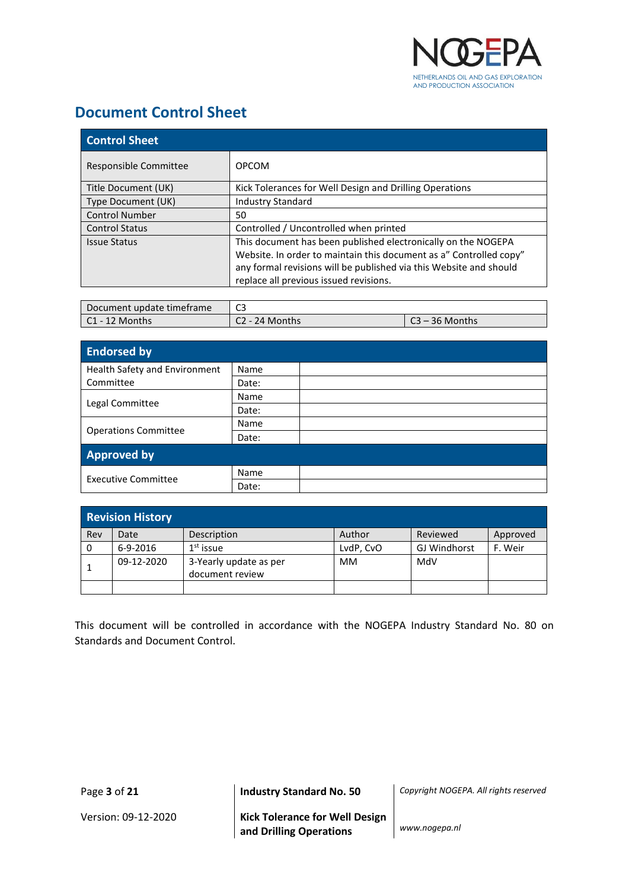## Document Control Sheet

| Control Sheet | |
|---|---|
| Responsible Committee | OPCOM |
| Title Document (UK) | Kick Tolerances for Well Design and Drilling Operations |
| Type Document (UK) | Industry Standard |
| Control Number | 50 |
| Control Status | Controlled / Uncontrolled when printed |
| Issue Status | This document has been published electronically on the NOGEPA Website. In order to maintain this document as a" Controlled copy" any formal revisions will be published via this Website and should replace all previous issued revisions. |

| Document update timeframe | C3 | |
|---|---|---|
| C1 - 12 Months | C2 - 24 Months | C3 – 36 Months |

| Endorsed by | | |
|---|---|---|
| Health Safety and Environment Committee | Name | |
| | Date: | |
| Legal Committee | Name | |
| | Date: | |
| Operations Committee | Name | |
| | Date: | |
| **Approved by** | | |
| Executive Committee | Name | |
| | Date: | |

**Revision History**

| Rev | Date | Description | Author | Reviewed | Approved |
|---|---|---|---|---|---|
| 0 | 6-9-2016 | 1st issue | LvdP, CvO | GJ Windhorst | F. Weir |
| 1 | 09-12-2020 | 3-Yearly update as per document review | MM | MdV | |
| | | | | | |

This document will be controlled in accordance with the NOGEPA Industry Standard No. 80 on Standards and Document Control.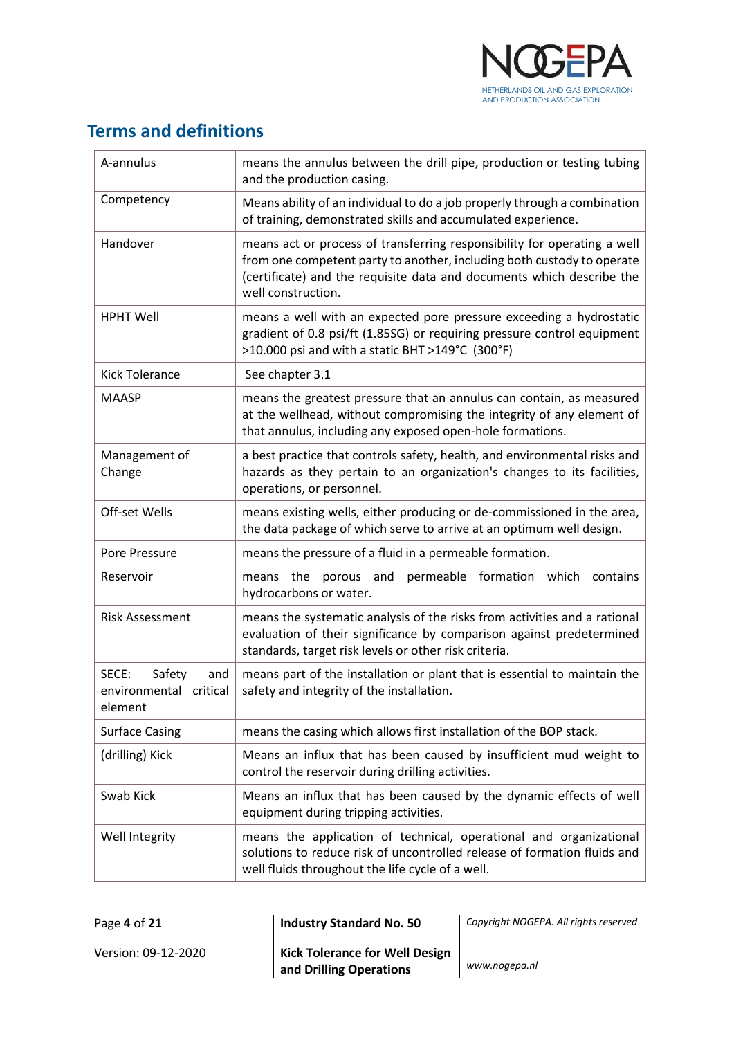## Terms and definitions

| | |
|---|---|
| A-annulus | means the annulus between the drill pipe, production or testing tubing and the production casing. |
| Competency | Means ability of an individual to do a job properly through a combination of training, demonstrated skills and accumulated experience. |
| Handover | means act or process of transferring responsibility for operating a well from one competent party to another, including both custody to operate (certificate) and the requisite data and documents which describe the well construction. |
| HPHT Well | means a well with an expected pore pressure exceeding a hydrostatic gradient of 0.8 psi/ft (1.85SG) or requiring pressure control equipment >10.000 psi and with a static BHT >149°C (300°F) |
| Kick Tolerance | See chapter 3.1 |
| MAASP | means the greatest pressure that an annulus can contain, as measured at the wellhead, without compromising the integrity of any element of that annulus, including any exposed open-hole formations. |
| Management of Change | a best practice that controls safety, health, and environmental risks and hazards as they pertain to an organization's changes to its facilities, operations, or personnel. |
| Off-set Wells | means existing wells, either producing or de-commissioned in the area, the data package of which serve to arrive at an optimum well design. |
| Pore Pressure | means the pressure of a fluid in a permeable formation. |
| Reservoir | means the porous and permeable formation which contains hydrocarbons or water. |
| Risk Assessment | means the systematic analysis of the risks from activities and a rational evaluation of their significance by comparison against predetermined standards, target risk levels or other risk criteria. |
| SECE: Safety and environmental critical element | means part of the installation or plant that is essential to maintain the safety and integrity of the installation. |
| Surface Casing | means the casing which allows first installation of the BOP stack. |
| (drilling) Kick | Means an influx that has been caused by insufficient mud weight to control the reservoir during drilling activities. |
| Swab Kick | Means an influx that has been caused by the dynamic effects of well equipment during tripping activities. |
| Well Integrity | means the application of technical, operational and organizational solutions to reduce risk of uncontrolled release of formation fluids and well fluids throughout the life cycle of a well. |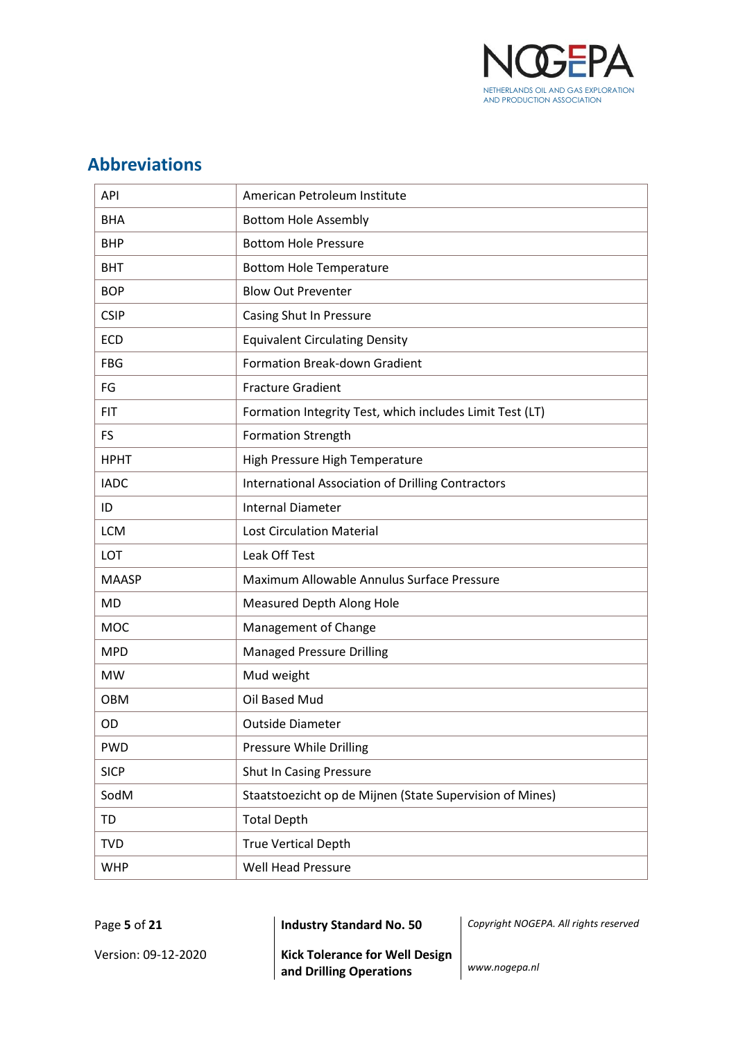## Abbreviations

| | |
|---|---|
| API | American Petroleum Institute |
| BHA | Bottom Hole Assembly |
| BHP | Bottom Hole Pressure |
| BHT | Bottom Hole Temperature |
| BOP | Blow Out Preventer |
| CSIP | Casing Shut In Pressure |
| ECD | Equivalent Circulating Density |
| FBG | Formation Break-down Gradient |
| FG | Fracture Gradient |
| FIT | Formation Integrity Test, which includes Limit Test (LT) |
| FS | Formation Strength |
| HPHT | High Pressure High Temperature |
| IADC | International Association of Drilling Contractors |
| ID | Internal Diameter |
| LCM | Lost Circulation Material |
| LOT | Leak Off Test |
| MAASP | Maximum Allowable Annulus Surface Pressure |
| MD | Measured Depth Along Hole |
| MOC | Management of Change |
| MPD | Managed Pressure Drilling |
| MW | Mud weight |
| OBM | Oil Based Mud |
| OD | Outside Diameter |
| PWD | Pressure While Drilling |
| SICP | Shut In Casing Pressure |
| SodM | Staatstoezicht op de Mijnen (State Supervision of Mines) |
| TD | Total Depth |
| TVD | True Vertical Depth |
| WHP | Well Head Pressure |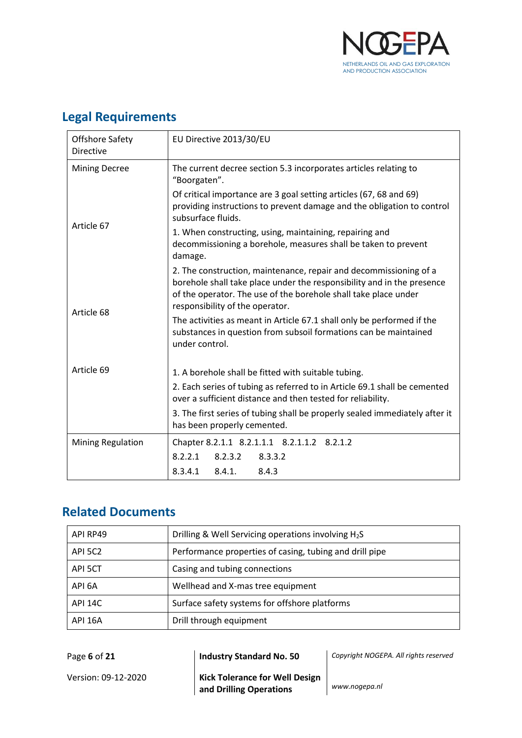## Legal Requirements

| | |
|---|---|
| Offshore Safety Directive | EU Directive 2013/30/EU |
| Mining Decree | The current decree section 5.3 incorporates articles relating to "Boorgaten".<br>Of critical importance are 3 goal setting articles (67, 68 and 69) providing instructions to prevent damage and the obligation to control subsurface fluids. |
| Article 67 | 1. When constructing, using, maintaining, repairing and decommissioning a borehole, measures shall be taken to prevent damage.<br>2. The construction, maintenance, repair and decommissioning of a borehole shall take place under the responsibility and in the presence of the operator. The use of the borehole shall take place under responsibility of the operator. |
| Article 68 | The activities as meant in Article 67.1 shall only be performed if the substances in question from subsoil formations can be maintained under control. |
| Article 69 | 1. A borehole shall be fitted with suitable tubing.<br>2. Each series of tubing as referred to in Article 69.1 shall be cemented over a sufficient distance and then tested for reliability.<br>3. The first series of tubing shall be properly sealed immediately after it has been properly cemented. |
| Mining Regulation | Chapter 8.2.1.1 8.2.1.1.1 8.2.1.1.2 8.2.1.2<br>8.2.2.1 8.2.3.2 8.3.3.2<br>8.3.4.1 8.4.1. 8.4.3 |

## Related Documents

| | |
|---|---|
| API RP49 | Drilling & Well Servicing operations involving $H_2S$ |
| API 5C2 | Performance properties of casing, tubing and drill pipe |
| API 5CT | Casing and tubing connections |
| API 6A | Wellhead and X-mas tree equipment |
| API 14C | Surface safety systems for offshore platforms |
| API 16A | Drill through equipment |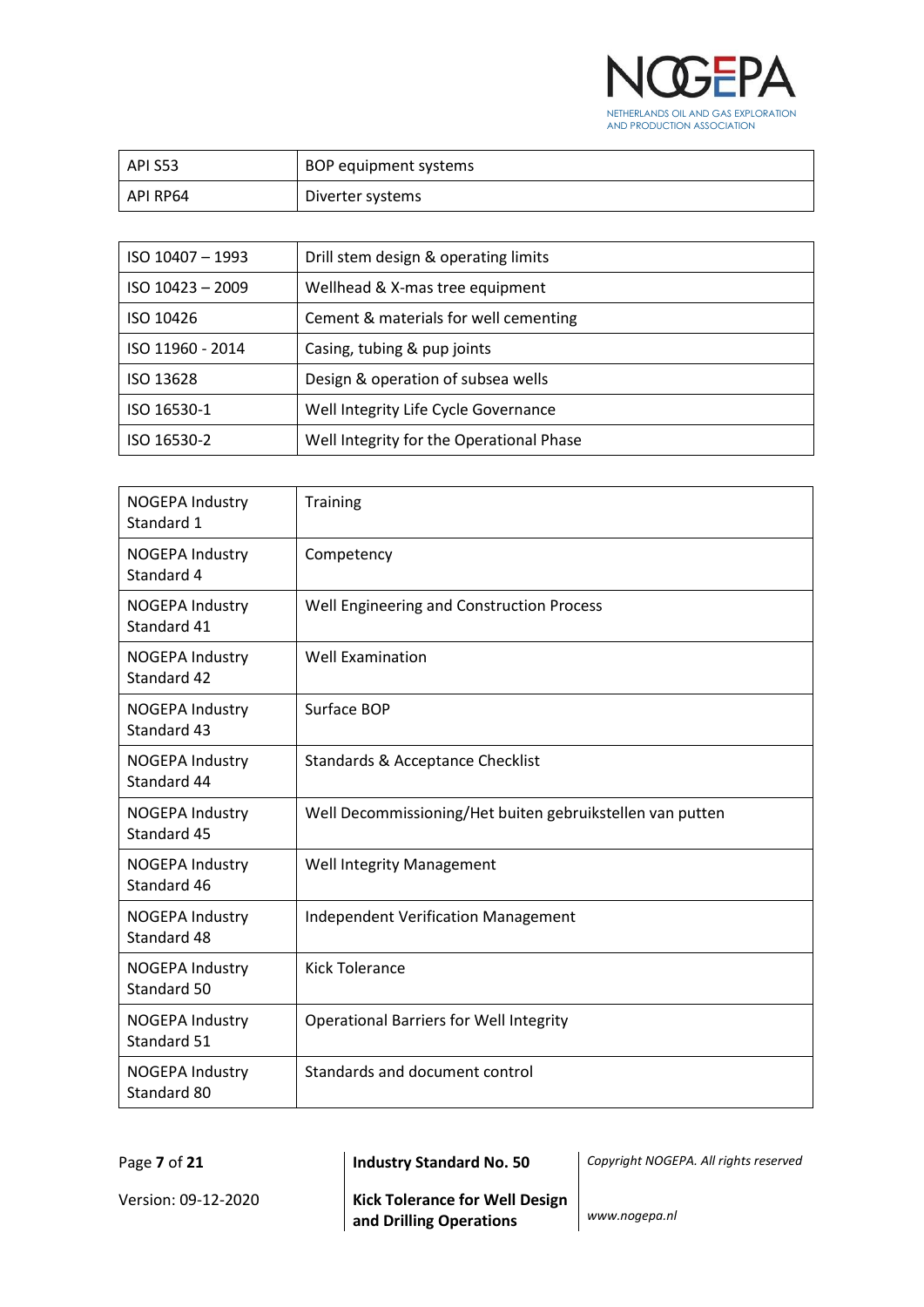| | |
|---|---|
| API S53 | BOP equipment systems |
| API RP64 | Diverter systems |

| | |
|---|---|
| ISO 10407 – 1993 | Drill stem design & operating limits |
| ISO 10423 – 2009 | Wellhead & X-mas tree equipment |
| ISO 10426 | Cement & materials for well cementing |
| ISO 11960 - 2014 | Casing, tubing & pup joints |
| ISO 13628 | Design & operation of subsea wells |
| ISO 16530-1 | Well Integrity Life Cycle Governance |
| ISO 16530-2 | Well Integrity for the Operational Phase |

| | |
|---|---|
| NOGEPA Industry Standard 1 | Training |
| NOGEPA Industry Standard 4 | Competency |
| NOGEPA Industry Standard 41 | Well Engineering and Construction Process |
| NOGEPA Industry Standard 42 | Well Examination |
| NOGEPA Industry Standard 43 | Surface BOP |
| NOGEPA Industry Standard 44 | Standards & Acceptance Checklist |
| NOGEPA Industry Standard 45 | Well Decommissioning/Het buiten gebruikstellen van putten |
| NOGEPA Industry Standard 46 | Well Integrity Management |
| NOGEPA Industry Standard 48 | Independent Verification Management |
| NOGEPA Industry Standard 50 | Kick Tolerance |
| NOGEPA Industry Standard 51 | Operational Barriers for Well Integrity |
| NOGEPA Industry Standard 80 | Standards and document control |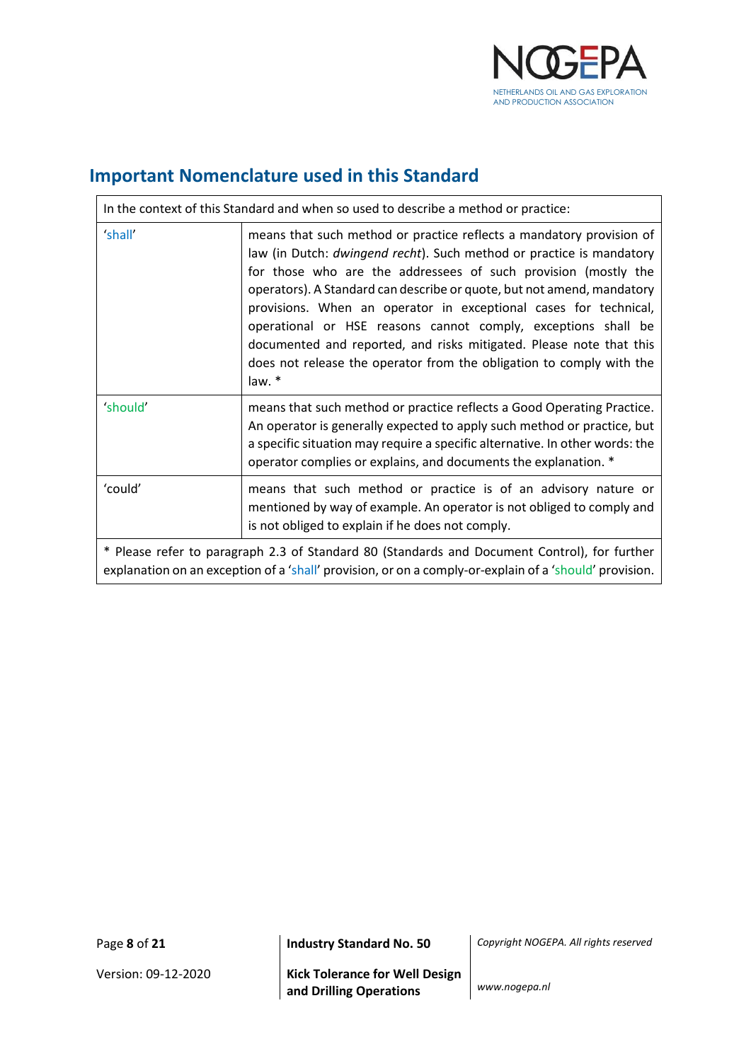## Important Nomenclature used in this Standard

| In the context of this Standard and when so used to describe a method or practice: | |
|---|---|
| 'shall' | means that such method or practice reflects a mandatory provision of law (in Dutch: *dwingend recht*). Such method or practice is mandatory for those who are the addressees of such provision (mostly the operators). A Standard can describe or quote, but not amend, mandatory provisions. When an operator in exceptional cases for technical, operational or HSE reasons cannot comply, exceptions shall be documented and reported, and risks mitigated. Please note that this does not release the operator from the obligation to comply with the law. * |
| 'should' | means that such method or practice reflects a Good Operating Practice. An operator is generally expected to apply such method or practice, but a specific situation may require a specific alternative. In other words: the operator complies or explains, and documents the explanation. * |
| 'could' | means that such method or practice is of an advisory nature or mentioned by way of example. An operator is not obliged to comply and is not obliged to explain if he does not comply. |
| * Please refer to paragraph 2.3 of Standard 80 (Standards and Document Control), for further explanation on an exception of a 'shall' provision, or on a comply-or-explain of a 'should' provision. | |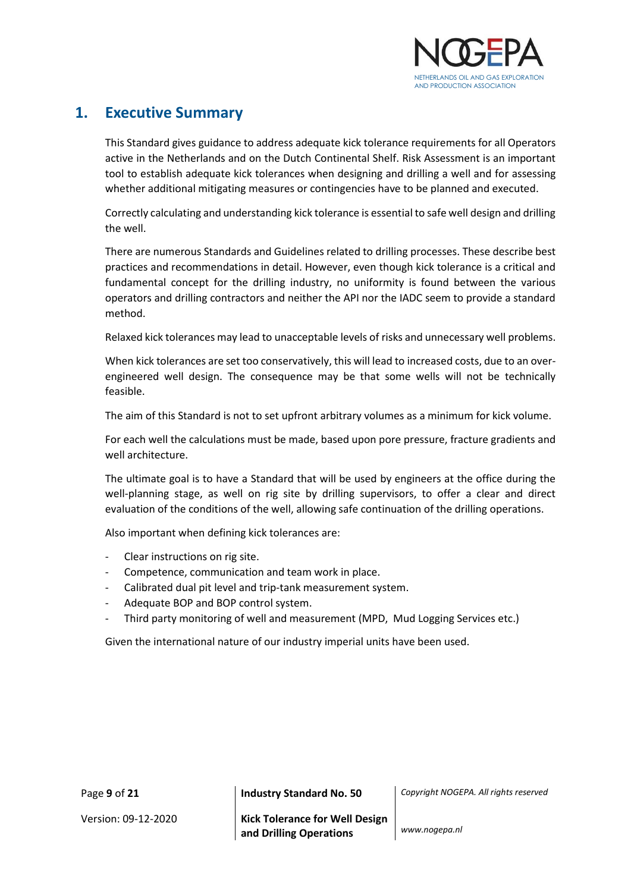# 1. Executive Summary

This Standard gives guidance to address adequate kick tolerance requirements for all Operators active in the Netherlands and on the Dutch Continental Shelf. Risk Assessment is an important tool to establish adequate kick tolerances when designing and drilling a well and for assessing whether additional mitigating measures or contingencies have to be planned and executed.

Correctly calculating and understanding kick tolerance is essential to safe well design and drilling the well.

There are numerous Standards and Guidelines related to drilling processes. These describe best practices and recommendations in detail. However, even though kick tolerance is a critical and fundamental concept for the drilling industry, no uniformity is found between the various operators and drilling contractors and neither the API nor the IADC seem to provide a standard method.

Relaxed kick tolerances may lead to unacceptable levels of risks and unnecessary well problems.

When kick tolerances are set too conservatively, this will lead to increased costs, due to an over-engineered well design. The consequence may be that some wells will not be technically feasible.

The aim of this Standard is not to set upfront arbitrary volumes as a minimum for kick volume.

For each well the calculations must be made, based upon pore pressure, fracture gradients and well architecture.

The ultimate goal is to have a Standard that will be used by engineers at the office during the well-planning stage, as well on rig site by drilling supervisors, to offer a clear and direct evaluation of the conditions of the well, allowing safe continuation of the drilling operations.

Also important when defining kick tolerances are:

- Clear instructions on rig site.
- Competence, communication and team work in place.
- Calibrated dual pit level and trip-tank measurement system.
- Adequate BOP and BOP control system.
- Third party monitoring of well and measurement (MPD, Mud Logging Services etc.)

Given the international nature of our industry imperial units have been used.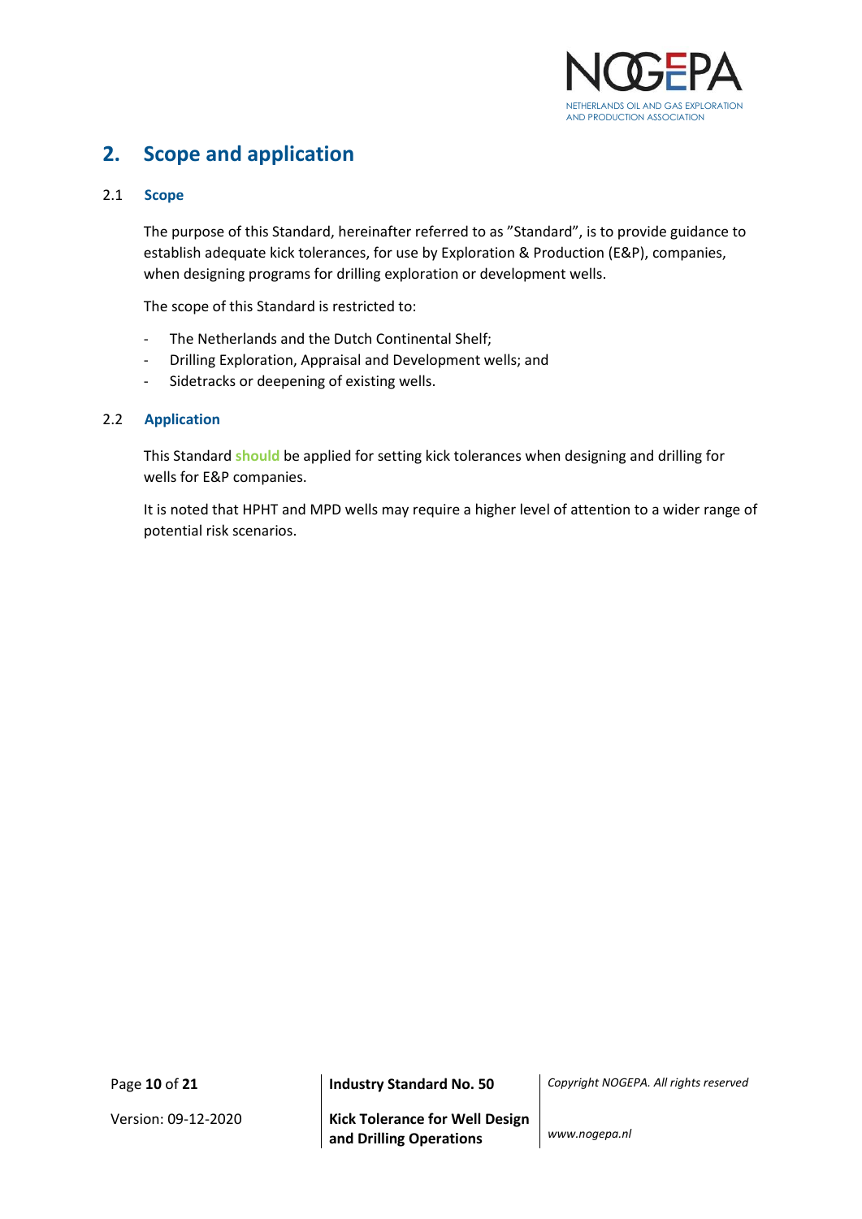# 2. Scope and application

## 2.1 Scope

The purpose of this Standard, hereinafter referred to as "Standard", is to provide guidance to establish adequate kick tolerances, for use by Exploration & Production (E&P), companies, when designing programs for drilling exploration or development wells.

The scope of this Standard is restricted to:

- The Netherlands and the Dutch Continental Shelf;
- Drilling Exploration, Appraisal and Development wells; and
- Sidetracks or deepening of existing wells.

## 2.2 Application

This Standard **should** be applied for setting kick tolerances when designing and drilling for wells for E&P companies.

It is noted that HPHT and MPD wells may require a higher level of attention to a wider range of potential risk scenarios.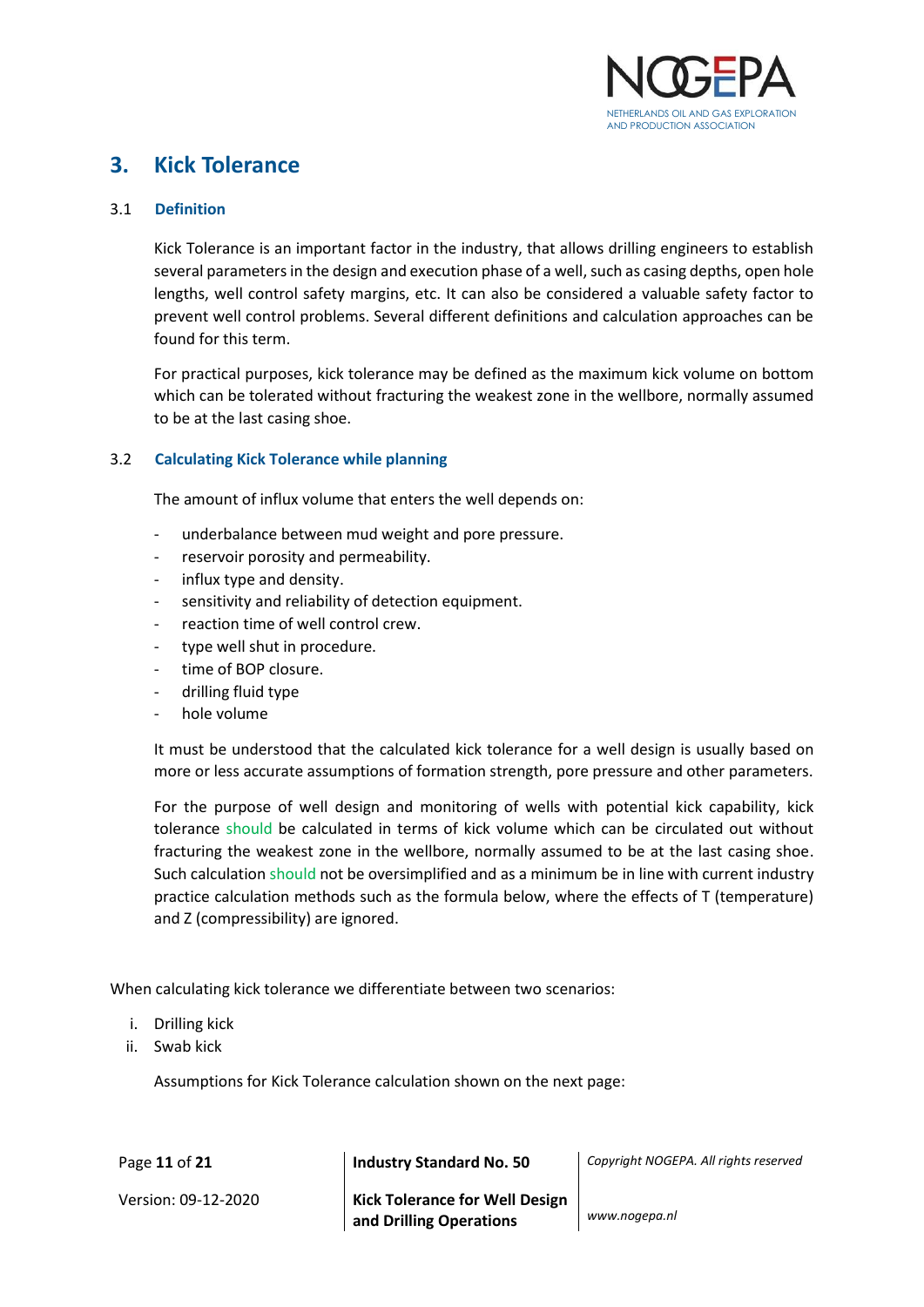## 3. Kick Tolerance

### 3.1 Definition

Kick Tolerance is an important factor in the industry, that allows drilling engineers to establish several parameters in the design and execution phase of a well, such as casing depths, open hole lengths, well control safety margins, etc. It can also be considered a valuable safety factor to prevent well control problems. Several different definitions and calculation approaches can be found for this term.

For practical purposes, kick tolerance may be defined as the maximum kick volume on bottom which can be tolerated without fracturing the weakest zone in the wellbore, normally assumed to be at the last casing shoe.

### 3.2 Calculating Kick Tolerance while planning

The amount of influx volume that enters the well depends on:

- underbalance between mud weight and pore pressure.
- reservoir porosity and permeability.
- influx type and density.
- sensitivity and reliability of detection equipment.
- reaction time of well control crew.
- type well shut in procedure.
- time of BOP closure.
- drilling fluid type
- hole volume

It must be understood that the calculated kick tolerance for a well design is usually based on more or less accurate assumptions of formation strength, pore pressure and other parameters.

For the purpose of well design and monitoring of wells with potential kick capability, kick tolerance should be calculated in terms of kick volume which can be circulated out without fracturing the weakest zone in the wellbore, normally assumed to be at the last casing shoe. Such calculation should not be oversimplified and as a minimum be in line with current industry practice calculation methods such as the formula below, where the effects of T (temperature) and Z (compressibility) are ignored.

When calculating kick tolerance we differentiate between two scenarios:

i. Drilling kick
ii. Swab kick

Assumptions for Kick Tolerance calculation shown on the next page: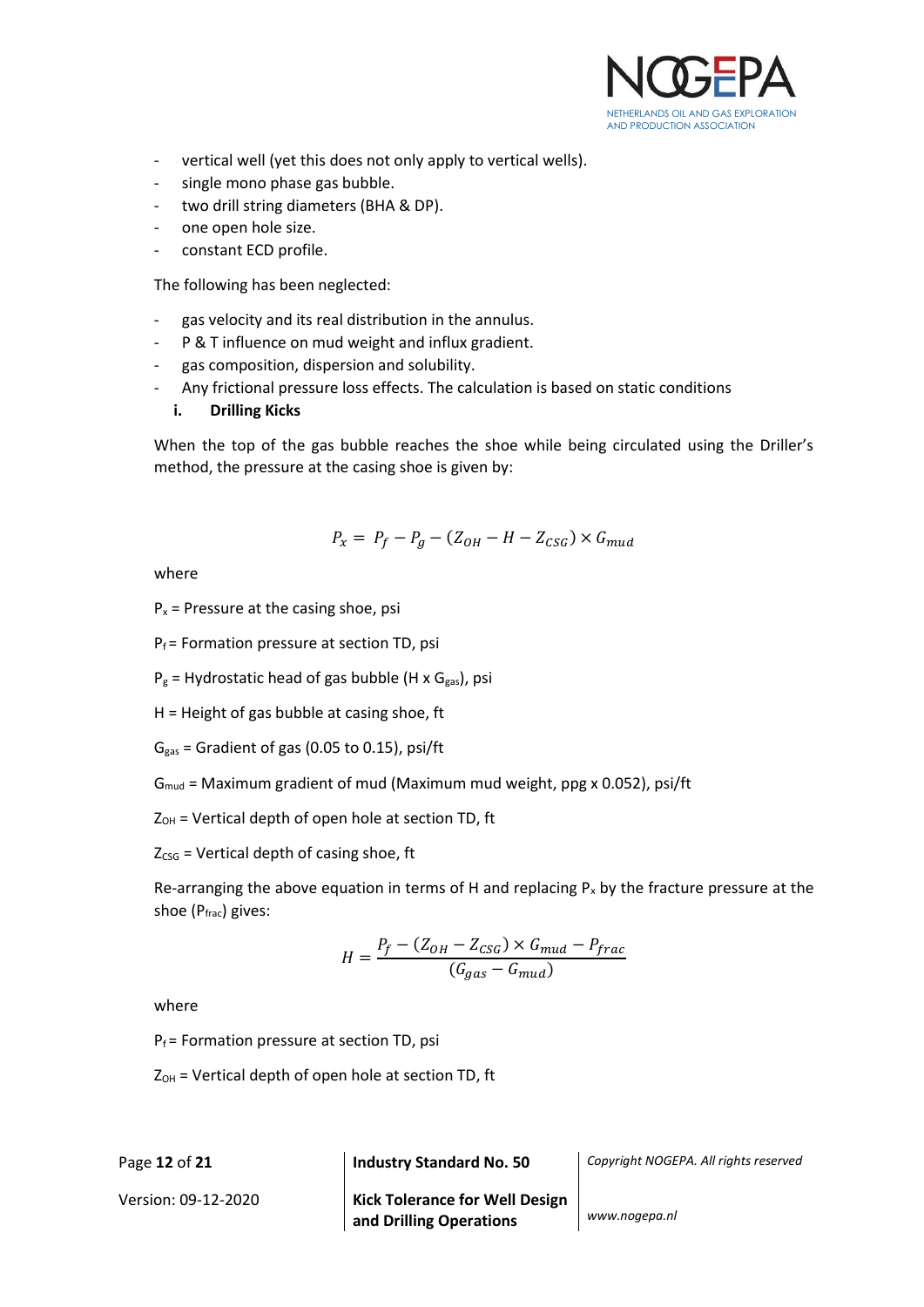- vertical well (yet this does not only apply to vertical wells).
- single mono phase gas bubble.
- two drill string diameters (BHA & DP).
- one open hole size.
- constant ECD profile.

The following has been neglected:

- gas velocity and its real distribution in the annulus.
- P & T influence on mud weight and influx gradient.
- gas composition, dispersion and solubility.
- Any frictional pressure loss effects. The calculation is based on static conditions

#### i. Drilling Kicks

When the top of the gas bubble reaches the shoe while being circulated using the Driller's method, the pressure at the casing shoe is given by:

$$P_x = P_f - P_g - (Z_{OH} - H - Z_{CSG}) \times G_{mud}$$

where

$P_x$ = Pressure at the casing shoe, psi

$P_f$ = Formation pressure at section TD, psi

$P_g$ = Hydrostatic head of gas bubble (H x $G_{gas}$), psi

H = Height of gas bubble at casing shoe, ft

$G_{gas}$ = Gradient of gas (0.05 to 0.15), psi/ft

$G_{mud}$ = Maximum gradient of mud (Maximum mud weight, ppg x 0.052), psi/ft

$Z_{OH}$ = Vertical depth of open hole at section TD, ft

$Z_{CSG}$ = Vertical depth of casing shoe, ft

Re-arranging the above equation in terms of H and replacing $P_x$ by the fracture pressure at the shoe ($P_{frac}$) gives:

$$H = \frac{P_f - (Z_{OH} - Z_{CSG}) \times G_{mud} - P_{frac}}{(G_{gas} - G_{mud})}$$

where

$P_f$ = Formation pressure at section TD, psi

$Z_{OH}$ = Vertical depth of open hole at section TD, ft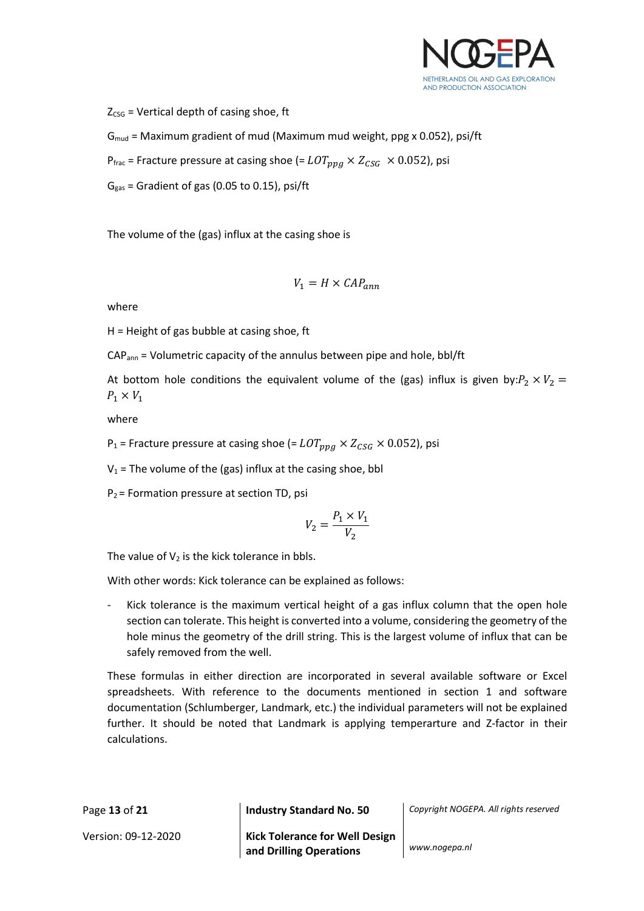$Z_{CSG}$ = Vertical depth of casing shoe, ft

$G_{mud}$ = Maximum gradient of mud (Maximum mud weight, ppg x 0.052), psi/ft

$P_{frac}$ = Fracture pressure at casing shoe (= $LOT_{ppg} \times Z_{CSG} \times 0.052$), psi

$G_{gas}$ = Gradient of gas (0.05 to 0.15), psi/ft

The volume of the (gas) influx at the casing shoe is

$$V_1 = H \times CAP_{ann}$$

where

H = Height of gas bubble at casing shoe, ft

$CAP_{ann}$ = Volumetric capacity of the annulus between pipe and hole, bbl/ft

At bottom hole conditions the equivalent volume of the (gas) influx is given by: $P_2 \times V_2 = P_1 \times V_1$

where

$P_1$ = Fracture pressure at casing shoe (= $LOT_{ppg} \times Z_{CSG} \times 0.052$), psi

$V_1$ = The volume of the (gas) influx at the casing shoe, bbl

$P_2$ = Formation pressure at section TD, psi

$$V_2 = \frac{P_1 \times V_1}{V_2}$$

The value of $V_2$ is the kick tolerance in bbls.

With other words: Kick tolerance can be explained as follows:

- Kick tolerance is the maximum vertical height of a gas influx column that the open hole section can tolerate. This height is converted into a volume, considering the geometry of the hole minus the geometry of the drill string. This is the largest volume of influx that can be safely removed from the well.

These formulas in either direction are incorporated in several available software or Excel spreadsheets. With reference to the documents mentioned in section 1 and software documentation (Schlumberger, Landmark, etc.) the individual parameters will not be explained further. It should be noted that Landmark is applying temperarture and Z-factor in their calculations.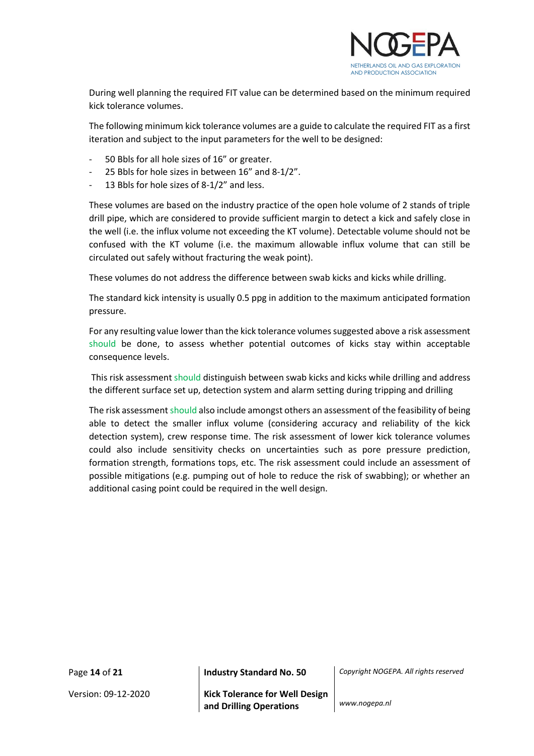During well planning the required FIT value can be determined based on the minimum required kick tolerance volumes.

The following minimum kick tolerance volumes are a guide to calculate the required FIT as a first iteration and subject to the input parameters for the well to be designed:

- 50 Bbls for all hole sizes of 16" or greater.
- 25 Bbls for hole sizes in between 16" and 8-1/2".
- 13 Bbls for hole sizes of 8-1/2" and less.

These volumes are based on the industry practice of the open hole volume of 2 stands of triple drill pipe, which are considered to provide sufficient margin to detect a kick and safely close in the well (i.e. the influx volume not exceeding the KT volume). Detectable volume should not be confused with the KT volume (i.e. the maximum allowable influx volume that can still be circulated out safely without fracturing the weak point).

These volumes do not address the difference between swab kicks and kicks while drilling.

The standard kick intensity is usually 0.5 ppg in addition to the maximum anticipated formation pressure.

For any resulting value lower than the kick tolerance volumes suggested above a risk assessment should be done, to assess whether potential outcomes of kicks stay within acceptable consequence levels.

This risk assessment should distinguish between swab kicks and kicks while drilling and address the different surface set up, detection system and alarm setting during tripping and drilling

The risk assessment should also include amongst others an assessment of the feasibility of being able to detect the smaller influx volume (considering accuracy and reliability of the kick detection system), crew response time. The risk assessment of lower kick tolerance volumes could also include sensitivity checks on uncertainties such as pore pressure prediction, formation strength, formations tops, etc. The risk assessment could include an assessment of possible mitigations (e.g. pumping out of hole to reduce the risk of swabbing); or whether an additional casing point could be required in the well design.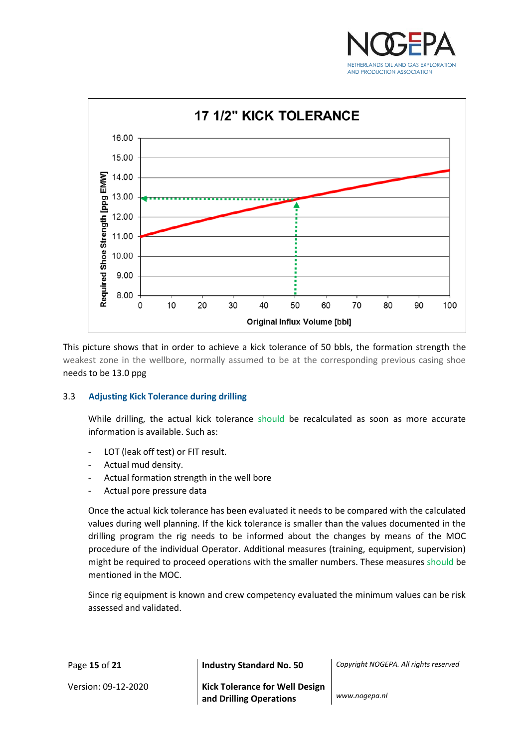This picture shows that in order to achieve a kick tolerance of 50 bbls, the formation strength the weakest zone in the wellbore, normally assumed to be at the corresponding previous casing shoe needs to be 13.0 ppg

### 3.3 Adjusting Kick Tolerance during drilling

While drilling, the actual kick tolerance should be recalculated as soon as more accurate information is available. Such as:

- LOT (leak off test) or FIT result.
- Actual mud density.
- Actual formation strength in the well bore
- Actual pore pressure data

Once the actual kick tolerance has been evaluated it needs to be compared with the calculated values during well planning. If the kick tolerance is smaller than the values documented in the drilling program the rig needs to be informed about the changes by means of the MOC procedure of the individual Operator. Additional measures (training, equipment, supervision) might be required to proceed operations with the smaller numbers. These measures should be mentioned in the MOC.

Since rig equipment is known and crew competency evaluated the minimum values can be risk assessed and validated.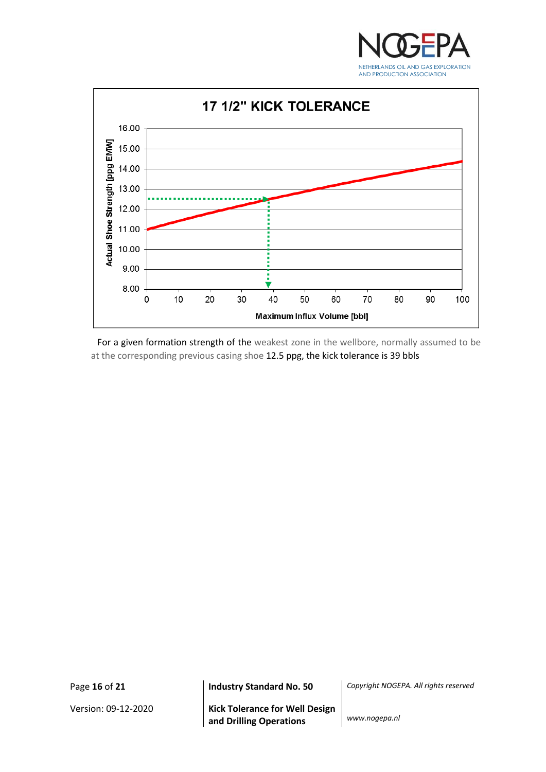**17 1/2" KICK TOLERANCE**

Actual Shoe Strength [ppg EMW]

Maximum Influx Volume [bbl]

For a given formation strength of the weakest zone in the wellbore, normally assumed to be at the corresponding previous casing shoe 12.5 ppg, the kick tolerance is 39 bbls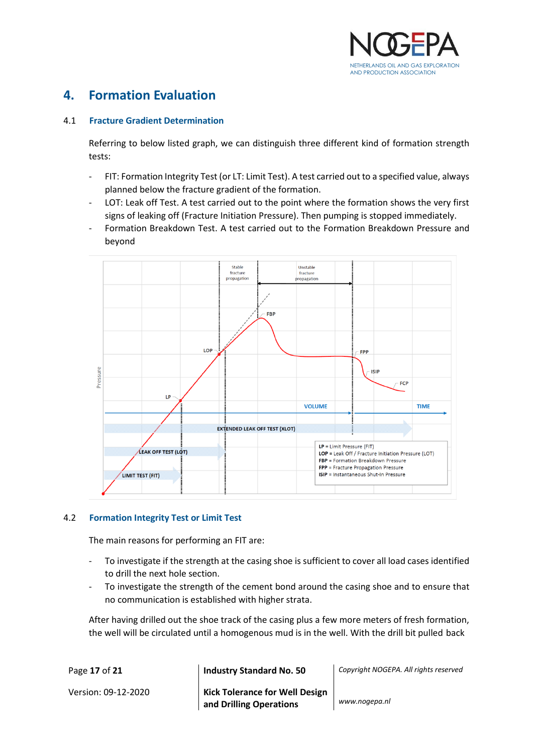# 4. Formation Evaluation

## 4.1 Fracture Gradient Determination

Referring to below listed graph, we can distinguish three different kind of formation strength tests:

- FIT: Formation Integrity Test (or LT: Limit Test). A test carried out to a specified value, always planned below the fracture gradient of the formation.
- LOT: Leak off Test. A test carried out to the point where the formation shows the very first signs of leaking off (Fracture Initiation Pressure). Then pumping is stopped immediately.
- Formation Breakdown Test. A test carried out to the Formation Breakdown Pressure and beyond

## 4.2 Formation Integrity Test or Limit Test

The main reasons for performing an FIT are:

- To investigate if the strength at the casing shoe is sufficient to cover all load cases identified to drill the next hole section.
- To investigate the strength of the cement bond around the casing shoe and to ensure that no communication is established with higher strata.

After having drilled out the shoe track of the casing plus a few more meters of fresh formation, the well will be circulated until a homogenous mud is in the well. With the drill bit pulled back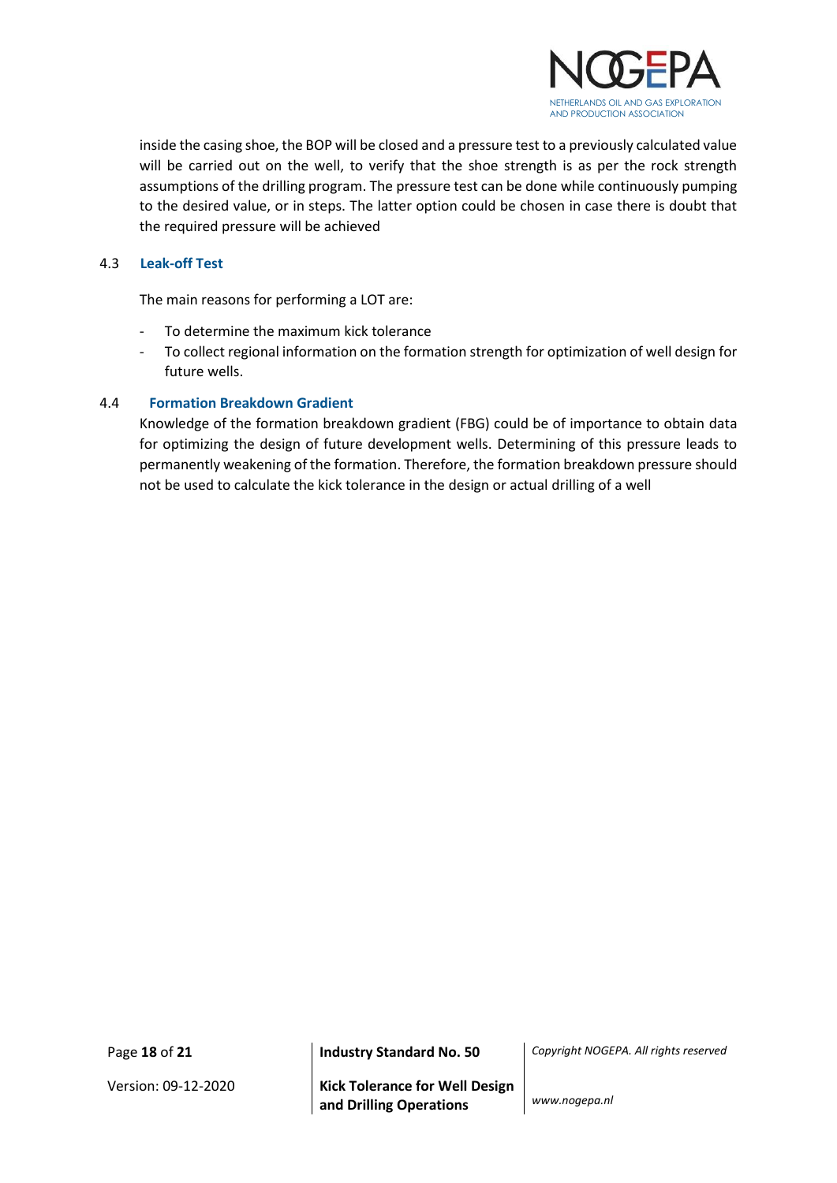inside the casing shoe, the BOP will be closed and a pressure test to a previously calculated value will be carried out on the well, to verify that the shoe strength is as per the rock strength assumptions of the drilling program. The pressure test can be done while continuously pumping to the desired value, or in steps. The latter option could be chosen in case there is doubt that the required pressure will be achieved

### 4.3 Leak-off Test

The main reasons for performing a LOT are:

- To determine the maximum kick tolerance
- To collect regional information on the formation strength for optimization of well design for future wells.

### 4.4 Formation Breakdown Gradient

Knowledge of the formation breakdown gradient (FBG) could be of importance to obtain data for optimizing the design of future development wells. Determining of this pressure leads to permanently weakening of the formation. Therefore, the formation breakdown pressure should not be used to calculate the kick tolerance in the design or actual drilling of a well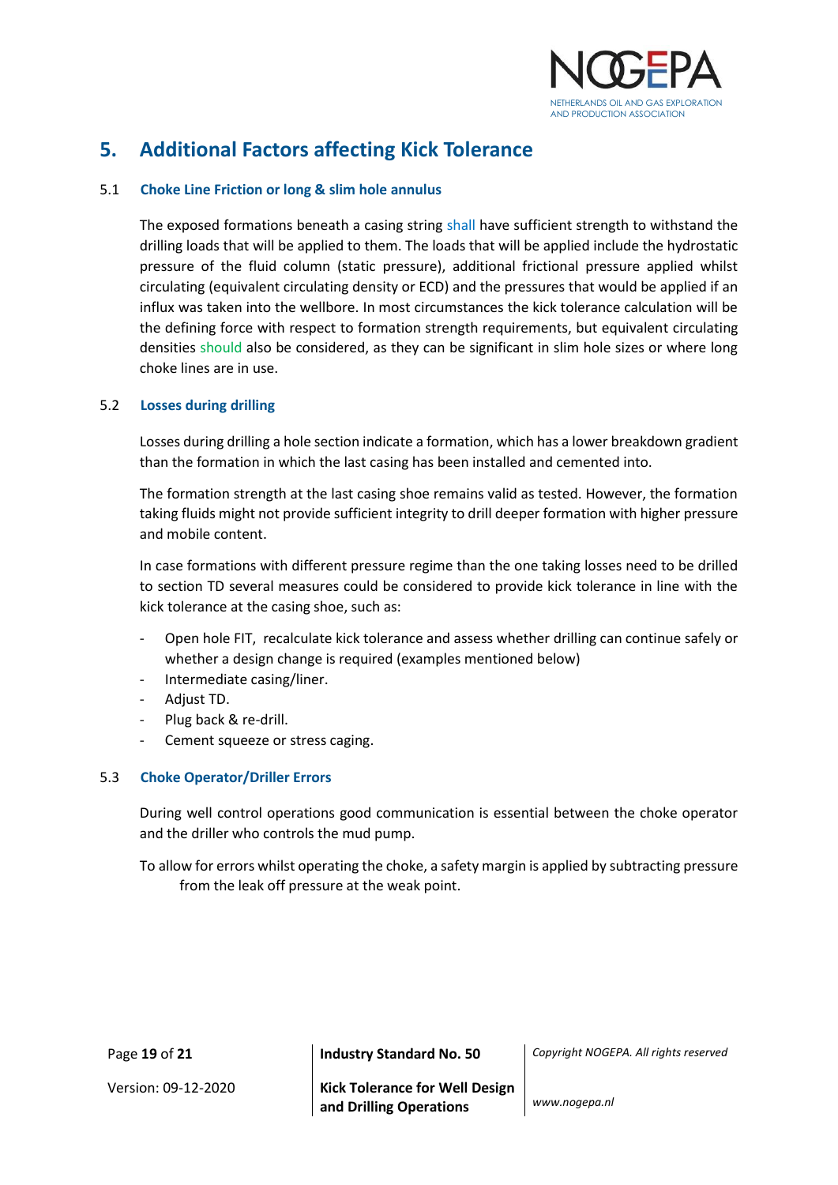# 5. Additional Factors affecting Kick Tolerance

## 5.1 Choke Line Friction or long & slim hole annulus

The exposed formations beneath a casing string shall have sufficient strength to withstand the drilling loads that will be applied to them. The loads that will be applied include the hydrostatic pressure of the fluid column (static pressure), additional frictional pressure applied whilst circulating (equivalent circulating density or ECD) and the pressures that would be applied if an influx was taken into the wellbore. In most circumstances the kick tolerance calculation will be the defining force with respect to formation strength requirements, but equivalent circulating densities should also be considered, as they can be significant in slim hole sizes or where long choke lines are in use.

## 5.2 Losses during drilling

Losses during drilling a hole section indicate a formation, which has a lower breakdown gradient than the formation in which the last casing has been installed and cemented into.

The formation strength at the last casing shoe remains valid as tested. However, the formation taking fluids might not provide sufficient integrity to drill deeper formation with higher pressure and mobile content.

In case formations with different pressure regime than the one taking losses need to be drilled to section TD several measures could be considered to provide kick tolerance in line with the kick tolerance at the casing shoe, such as:

- Open hole FIT, recalculate kick tolerance and assess whether drilling can continue safely or whether a design change is required (examples mentioned below)
- Intermediate casing/liner.
- Adjust TD.
- Plug back & re-drill.
- Cement squeeze or stress caging.

## 5.3 Choke Operator/Driller Errors

During well control operations good communication is essential between the choke operator and the driller who controls the mud pump.

To allow for errors whilst operating the choke, a safety margin is applied by subtracting pressure from the leak off pressure at the weak point.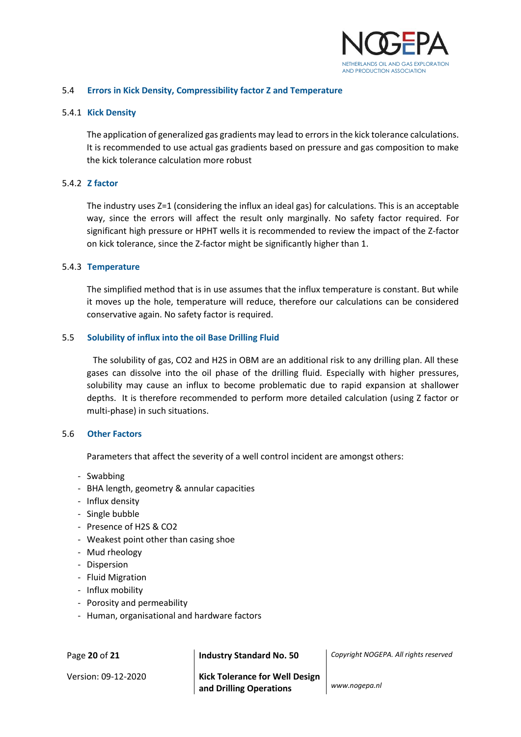## 5.4 Errors in Kick Density, Compressibility factor Z and Temperature

### 5.4.1 Kick Density

The application of generalized gas gradients may lead to errors in the kick tolerance calculations. It is recommended to use actual gas gradients based on pressure and gas composition to make the kick tolerance calculation more robust

### 5.4.2 Z factor

The industry uses Z=1 (considering the influx an ideal gas) for calculations. This is an acceptable way, since the errors will affect the result only marginally. No safety factor required. For significant high pressure or HPHT wells it is recommended to review the impact of the Z-factor on kick tolerance, since the Z-factor might be significantly higher than 1.

### 5.4.3 Temperature

The simplified method that is in use assumes that the influx temperature is constant. But while it moves up the hole, temperature will reduce, therefore our calculations can be considered conservative again. No safety factor is required.

## 5.5 Solubility of influx into the oil Base Drilling Fluid

The solubility of gas, $CO_2$ and $H_2S$ in OBM are an additional risk to any drilling plan. All these gases can dissolve into the oil phase of the drilling fluid. Especially with higher pressures, solubility may cause an influx to become problematic due to rapid expansion at shallower depths. It is therefore recommended to perform more detailed calculation (using Z factor or multi-phase) in such situations.

## 5.6 Other Factors

Parameters that affect the severity of a well control incident are amongst others:

- Swabbing
- BHA length, geometry & annular capacities
- Influx density
- Single bubble
- Presence of $H_2S$ & $CO_2$
- Weakest point other than casing shoe
- Mud rheology
- Dispersion
- Fluid Migration
- Influx mobility
- Porosity and permeability
- Human, organisational and hardware factors